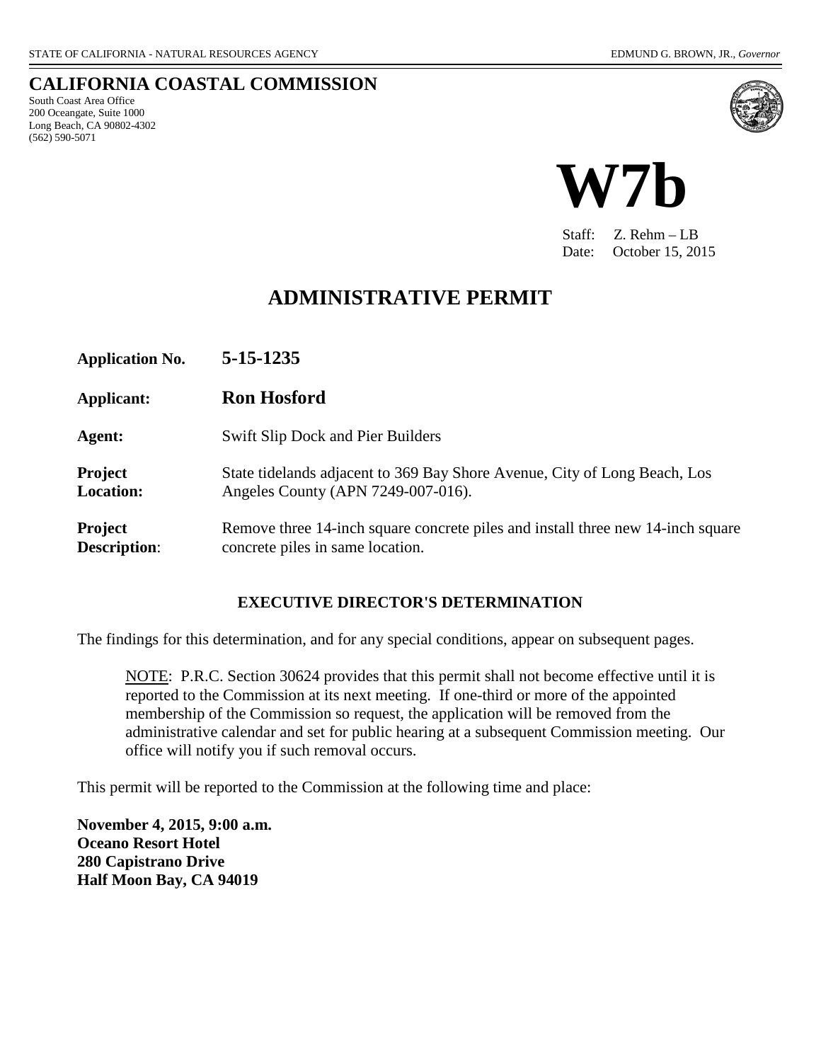STATE OF CALIFORNIA - NATURAL RESOURCES AGENCY EDMUND G. BROWN, JR., *Governor*

# CALIFORNIA COASTAL COMMISSION

South Coast Area Office
200 Oceangate, Suite 1000
Long Beach, CA 90802-4302
(562) 590-5071

# W7b

Staff: Z. Rehm – LB
Date: October 15, 2015

## ADMINISTRATIVE PERMIT

| | |
|---|---|
| **Application No.** | **5-15-1235** |
| **Applicant:** | **Ron Hosford** |
| **Agent:** | Swift Slip Dock and Pier Builders |
| **Project Location:** | State tidelands adjacent to 369 Bay Shore Avenue, City of Long Beach, Los Angeles County (APN 7249-007-016). |
| **Project Description:** | Remove three 14-inch square concrete piles and install three new 14-inch square concrete piles in same location. |

### EXECUTIVE DIRECTOR'S DETERMINATION

The findings for this determination, and for any special conditions, appear on subsequent pages.

NOTE: P.R.C. Section 30624 provides that this permit shall not become effective until it is reported to the Commission at its next meeting. If one-third or more of the appointed membership of the Commission so request, the application will be removed from the administrative calendar and set for public hearing at a subsequent Commission meeting. Our office will notify you if such removal occurs.

This permit will be reported to the Commission at the following time and place:

**November 4, 2015, 9:00 a.m.**
**Oceano Resort Hotel**
**280 Capistrano Drive**
**Half Moon Bay, CA 94019**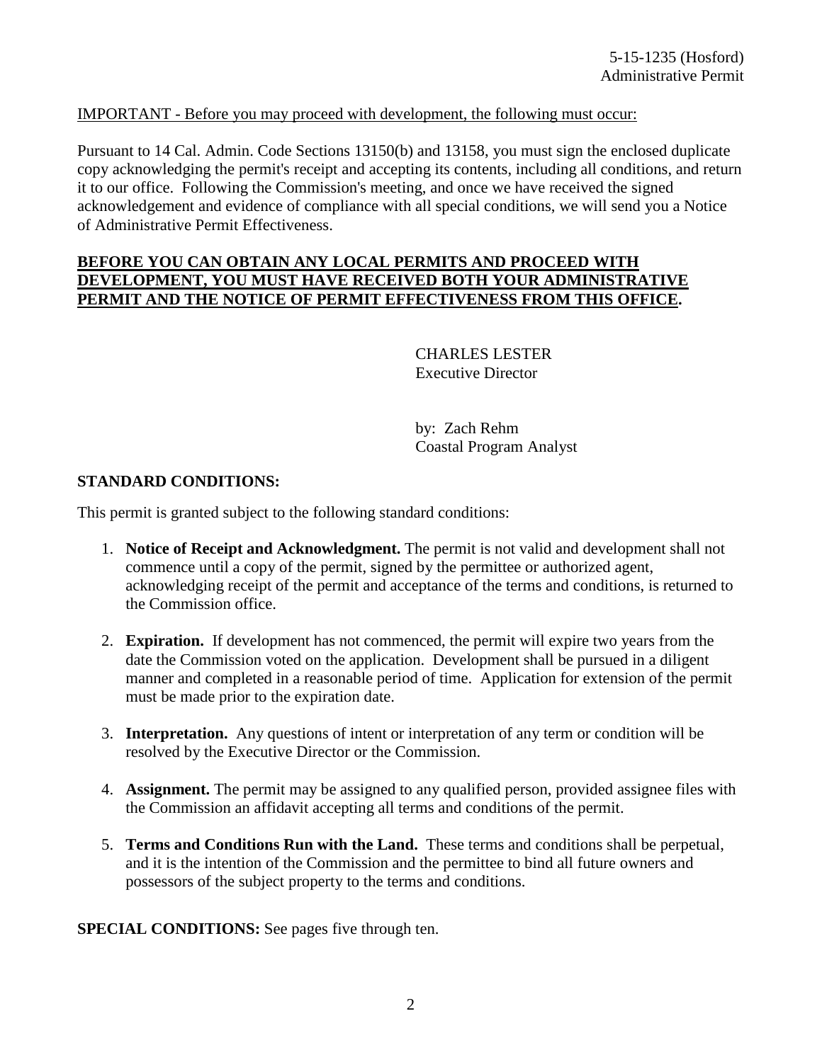IMPORTANT - Before you may proceed with development, the following must occur:

Pursuant to 14 Cal. Admin. Code Sections 13150(b) and 13158, you must sign the enclosed duplicate copy acknowledging the permit's receipt and accepting its contents, including all conditions, and return it to our office. Following the Commission's meeting, and once we have received the signed acknowledgement and evidence of compliance with all special conditions, we will send you a Notice of Administrative Permit Effectiveness.

**BEFORE YOU CAN OBTAIN ANY LOCAL PERMITS AND PROCEED WITH DEVELOPMENT, YOU MUST HAVE RECEIVED BOTH YOUR ADMINISTRATIVE PERMIT AND THE NOTICE OF PERMIT EFFECTIVENESS FROM THIS OFFICE.**

CHARLES LESTER
Executive Director

by: Zach Rehm
Coastal Program Analyst

**STANDARD CONDITIONS:**

This permit is granted subject to the following standard conditions:

1. **Notice of Receipt and Acknowledgment.** The permit is not valid and development shall not commence until a copy of the permit, signed by the permittee or authorized agent, acknowledging receipt of the permit and acceptance of the terms and conditions, is returned to the Commission office.

2. **Expiration.** If development has not commenced, the permit will expire two years from the date the Commission voted on the application. Development shall be pursued in a diligent manner and completed in a reasonable period of time. Application for extension of the permit must be made prior to the expiration date.

3. **Interpretation.** Any questions of intent or interpretation of any term or condition will be resolved by the Executive Director or the Commission.

4. **Assignment.** The permit may be assigned to any qualified person, provided assignee files with the Commission an affidavit accepting all terms and conditions of the permit.

5. **Terms and Conditions Run with the Land.** These terms and conditions shall be perpetual, and it is the intention of the Commission and the permittee to bind all future owners and possessors of the subject property to the terms and conditions.

**SPECIAL CONDITIONS:** See pages five through ten.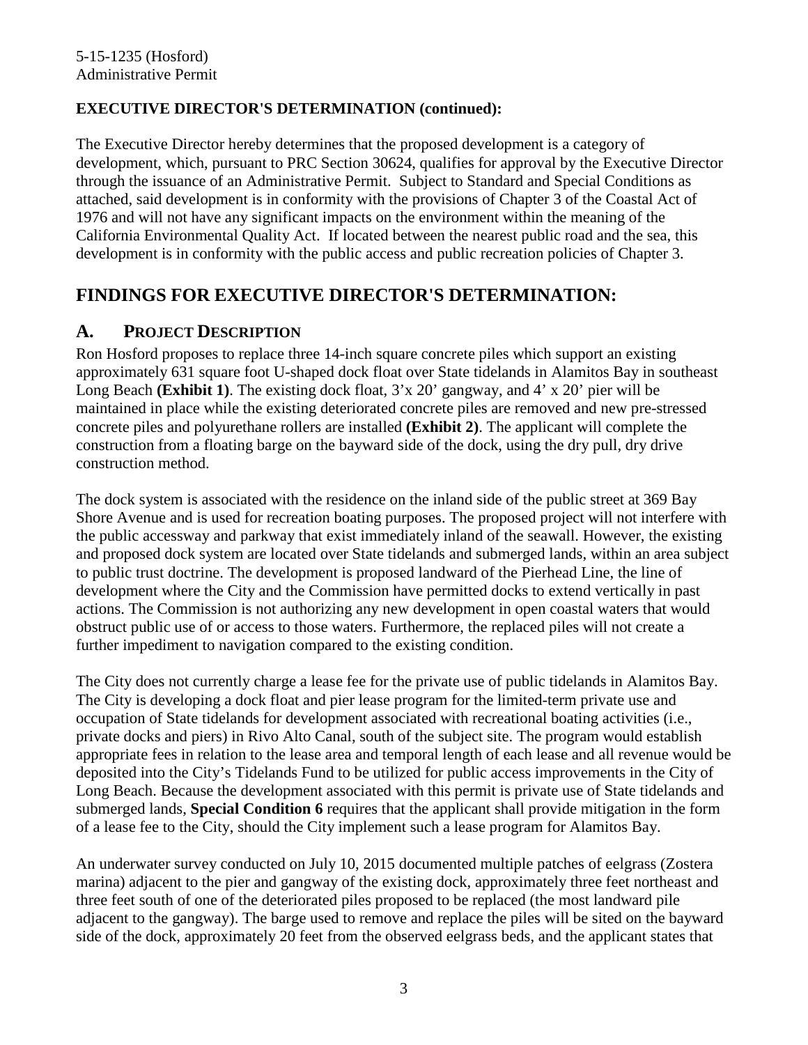**EXECUTIVE DIRECTOR'S DETERMINATION (continued):**

The Executive Director hereby determines that the proposed development is a category of development, which, pursuant to PRC Section 30624, qualifies for approval by the Executive Director through the issuance of an Administrative Permit. Subject to Standard and Special Conditions as attached, said development is in conformity with the provisions of Chapter 3 of the Coastal Act of 1976 and will not have any significant impacts on the environment within the meaning of the California Environmental Quality Act. If located between the nearest public road and the sea, this development is in conformity with the public access and public recreation policies of Chapter 3.

# FINDINGS FOR EXECUTIVE DIRECTOR'S DETERMINATION:

## A. PROJECT DESCRIPTION

Ron Hosford proposes to replace three 14-inch square concrete piles which support an existing approximately 631 square foot U-shaped dock float over State tidelands in Alamitos Bay in southeast Long Beach **(Exhibit 1)**. The existing dock float, 3'x 20' gangway, and 4' x 20' pier will be maintained in place while the existing deteriorated concrete piles are removed and new pre-stressed concrete piles and polyurethane rollers are installed **(Exhibit 2)**. The applicant will complete the construction from a floating barge on the bayward side of the dock, using the dry pull, dry drive construction method.

The dock system is associated with the residence on the inland side of the public street at 369 Bay Shore Avenue and is used for recreation boating purposes. The proposed project will not interfere with the public accessway and parkway that exist immediately inland of the seawall. However, the existing and proposed dock system are located over State tidelands and submerged lands, within an area subject to public trust doctrine. The development is proposed landward of the Pierhead Line, the line of development where the City and the Commission have permitted docks to extend vertically in past actions. The Commission is not authorizing any new development in open coastal waters that would obstruct public use of or access to those waters. Furthermore, the replaced piles will not create a further impediment to navigation compared to the existing condition.

The City does not currently charge a lease fee for the private use of public tidelands in Alamitos Bay. The City is developing a dock float and pier lease program for the limited-term private use and occupation of State tidelands for development associated with recreational boating activities (i.e., private docks and piers) in Rivo Alto Canal, south of the subject site. The program would establish appropriate fees in relation to the lease area and temporal length of each lease and all revenue would be deposited into the City's Tidelands Fund to be utilized for public access improvements in the City of Long Beach. Because the development associated with this permit is private use of State tidelands and submerged lands, **Special Condition 6** requires that the applicant shall provide mitigation in the form of a lease fee to the City, should the City implement such a lease program for Alamitos Bay.

An underwater survey conducted on July 10, 2015 documented multiple patches of eelgrass (Zostera marina) adjacent to the pier and gangway of the existing dock, approximately three feet northeast and three feet south of one of the deteriorated piles proposed to be replaced (the most landward pile adjacent to the gangway). The barge used to remove and replace the piles will be sited on the bayward side of the dock, approximately 20 feet from the observed eelgrass beds, and the applicant states that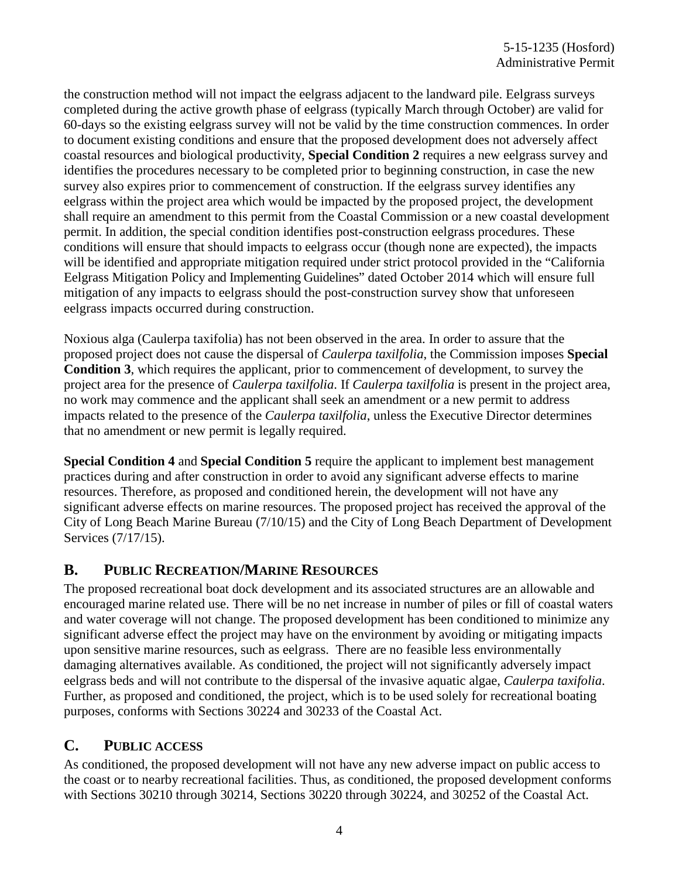the construction method will not impact the eelgrass adjacent to the landward pile. Eelgrass surveys completed during the active growth phase of eelgrass (typically March through October) are valid for 60-days so the existing eelgrass survey will not be valid by the time construction commences. In order to document existing conditions and ensure that the proposed development does not adversely affect coastal resources and biological productivity, **Special Condition 2** requires a new eelgrass survey and identifies the procedures necessary to be completed prior to beginning construction, in case the new survey also expires prior to commencement of construction. If the eelgrass survey identifies any eelgrass within the project area which would be impacted by the proposed project, the development shall require an amendment to this permit from the Coastal Commission or a new coastal development permit. In addition, the special condition identifies post-construction eelgrass procedures. These conditions will ensure that should impacts to eelgrass occur (though none are expected), the impacts will be identified and appropriate mitigation required under strict protocol provided in the "California Eelgrass Mitigation Policy and Implementing Guidelines" dated October 2014 which will ensure full mitigation of any impacts to eelgrass should the post-construction survey show that unforeseen eelgrass impacts occurred during construction.

Noxious alga (Caulerpa taxifolia) has not been observed in the area. In order to assure that the proposed project does not cause the dispersal of *Caulerpa taxilfolia*, the Commission imposes **Special Condition 3**, which requires the applicant, prior to commencement of development, to survey the project area for the presence of *Caulerpa taxilfolia*. If *Caulerpa taxilfolia* is present in the project area, no work may commence and the applicant shall seek an amendment or a new permit to address impacts related to the presence of the *Caulerpa taxilfolia*, unless the Executive Director determines that no amendment or new permit is legally required.

**Special Condition 4** and **Special Condition 5** require the applicant to implement best management practices during and after construction in order to avoid any significant adverse effects to marine resources. Therefore, as proposed and conditioned herein, the development will not have any significant adverse effects on marine resources. The proposed project has received the approval of the City of Long Beach Marine Bureau (7/10/15) and the City of Long Beach Department of Development Services (7/17/15).

## B. PUBLIC RECREATION/MARINE RESOURCES

The proposed recreational boat dock development and its associated structures are an allowable and encouraged marine related use. There will be no net increase in number of piles or fill of coastal waters and water coverage will not change. The proposed development has been conditioned to minimize any significant adverse effect the project may have on the environment by avoiding or mitigating impacts upon sensitive marine resources, such as eelgrass. There are no feasible less environmentally damaging alternatives available. As conditioned, the project will not significantly adversely impact eelgrass beds and will not contribute to the dispersal of the invasive aquatic algae, *Caulerpa taxifolia*. Further, as proposed and conditioned, the project, which is to be used solely for recreational boating purposes, conforms with Sections 30224 and 30233 of the Coastal Act.

## C. PUBLIC ACCESS

As conditioned, the proposed development will not have any new adverse impact on public access to the coast or to nearby recreational facilities. Thus, as conditioned, the proposed development conforms with Sections 30210 through 30214, Sections 30220 through 30224, and 30252 of the Coastal Act.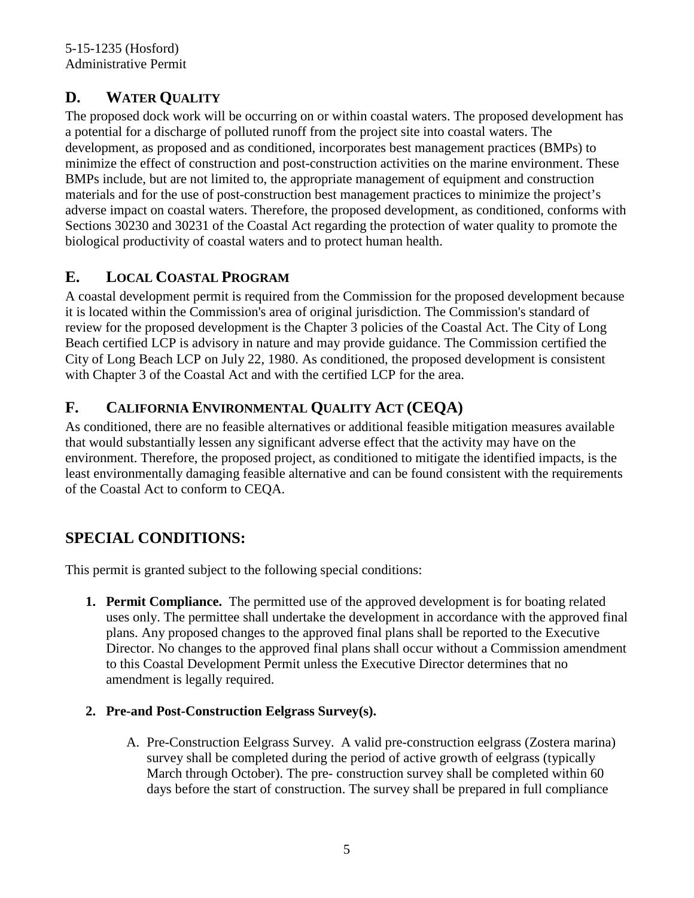## D. WATER QUALITY

The proposed dock work will be occurring on or within coastal waters. The proposed development has a potential for a discharge of polluted runoff from the project site into coastal waters. The development, as proposed and as conditioned, incorporates best management practices (BMPs) to minimize the effect of construction and post-construction activities on the marine environment. These BMPs include, but are not limited to, the appropriate management of equipment and construction materials and for the use of post-construction best management practices to minimize the project's adverse impact on coastal waters. Therefore, the proposed development, as conditioned, conforms with Sections 30230 and 30231 of the Coastal Act regarding the protection of water quality to promote the biological productivity of coastal waters and to protect human health.

## E. LOCAL COASTAL PROGRAM

A coastal development permit is required from the Commission for the proposed development because it is located within the Commission's area of original jurisdiction. The Commission's standard of review for the proposed development is the Chapter 3 policies of the Coastal Act. The City of Long Beach certified LCP is advisory in nature and may provide guidance. The Commission certified the City of Long Beach LCP on July 22, 1980. As conditioned, the proposed development is consistent with Chapter 3 of the Coastal Act and with the certified LCP for the area.

## F. CALIFORNIA ENVIRONMENTAL QUALITY ACT (CEQA)

As conditioned, there are no feasible alternatives or additional feasible mitigation measures available that would substantially lessen any significant adverse effect that the activity may have on the environment. Therefore, the proposed project, as conditioned to mitigate the identified impacts, is the least environmentally damaging feasible alternative and can be found consistent with the requirements of the Coastal Act to conform to CEQA.

# SPECIAL CONDITIONS:

This permit is granted subject to the following special conditions:

1. **Permit Compliance.** The permitted use of the approved development is for boating related uses only. The permittee shall undertake the development in accordance with the approved final plans. Any proposed changes to the approved final plans shall be reported to the Executive Director. No changes to the approved final plans shall occur without a Commission amendment to this Coastal Development Permit unless the Executive Director determines that no amendment is legally required.

2. **Pre-and Post-Construction Eelgrass Survey(s).**

    A. Pre-Construction Eelgrass Survey. A valid pre-construction eelgrass (Zostera marina) survey shall be completed during the period of active growth of eelgrass (typically March through October). The pre- construction survey shall be completed within 60 days before the start of construction. The survey shall be prepared in full compliance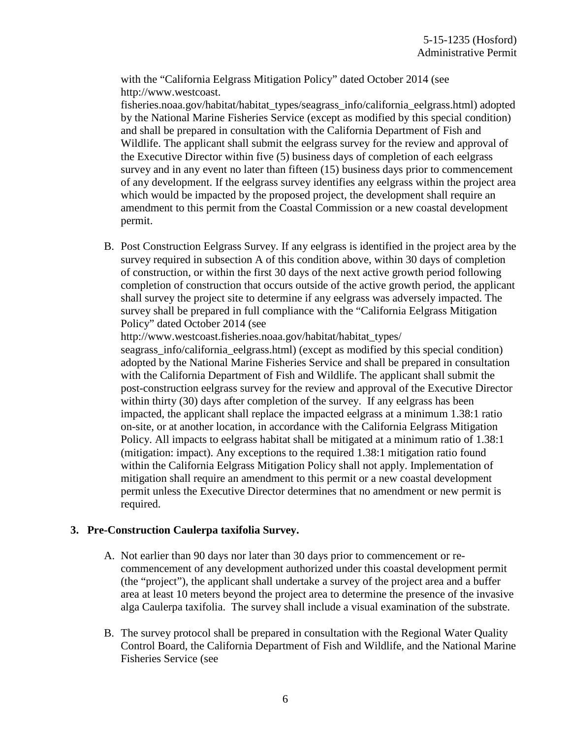with the "California Eelgrass Mitigation Policy" dated October 2014 (see http://www.westcoast.fisheries.noaa.gov/habitat/habitat_types/seagrass_info/california_eelgrass.html) adopted by the National Marine Fisheries Service (except as modified by this special condition) and shall be prepared in consultation with the California Department of Fish and Wildlife. The applicant shall submit the eelgrass survey for the review and approval of the Executive Director within five (5) business days of completion of each eelgrass survey and in any event no later than fifteen (15) business days prior to commencement of any development. If the eelgrass survey identifies any eelgrass within the project area which would be impacted by the proposed project, the development shall require an amendment to this permit from the Coastal Commission or a new coastal development permit.

B. Post Construction Eelgrass Survey. If any eelgrass is identified in the project area by the survey required in subsection A of this condition above, within 30 days of completion of construction, or within the first 30 days of the next active growth period following completion of construction that occurs outside of the active growth period, the applicant shall survey the project site to determine if any eelgrass was adversely impacted. The survey shall be prepared in full compliance with the "California Eelgrass Mitigation Policy" dated October 2014 (see http://www.westcoast.fisheries.noaa.gov/habitat/habitat_types/seagrass_info/california_eelgrass.html) (except as modified by this special condition) adopted by the National Marine Fisheries Service and shall be prepared in consultation with the California Department of Fish and Wildlife. The applicant shall submit the post-construction eelgrass survey for the review and approval of the Executive Director within thirty (30) days after completion of the survey. If any eelgrass has been impacted, the applicant shall replace the impacted eelgrass at a minimum 1.38:1 ratio on-site, or at another location, in accordance with the California Eelgrass Mitigation Policy. All impacts to eelgrass habitat shall be mitigated at a minimum ratio of 1.38:1 (mitigation: impact). Any exceptions to the required 1.38:1 mitigation ratio found within the California Eelgrass Mitigation Policy shall not apply. Implementation of mitigation shall require an amendment to this permit or a new coastal development permit unless the Executive Director determines that no amendment or new permit is required.

**3. Pre-Construction Caulerpa taxifolia Survey.**

A. Not earlier than 90 days nor later than 30 days prior to commencement or re-commencement of any development authorized under this coastal development permit (the "project"), the applicant shall undertake a survey of the project area and a buffer area at least 10 meters beyond the project area to determine the presence of the invasive alga Caulerpa taxifolia. The survey shall include a visual examination of the substrate.

B. The survey protocol shall be prepared in consultation with the Regional Water Quality Control Board, the California Department of Fish and Wildlife, and the National Marine Fisheries Service (see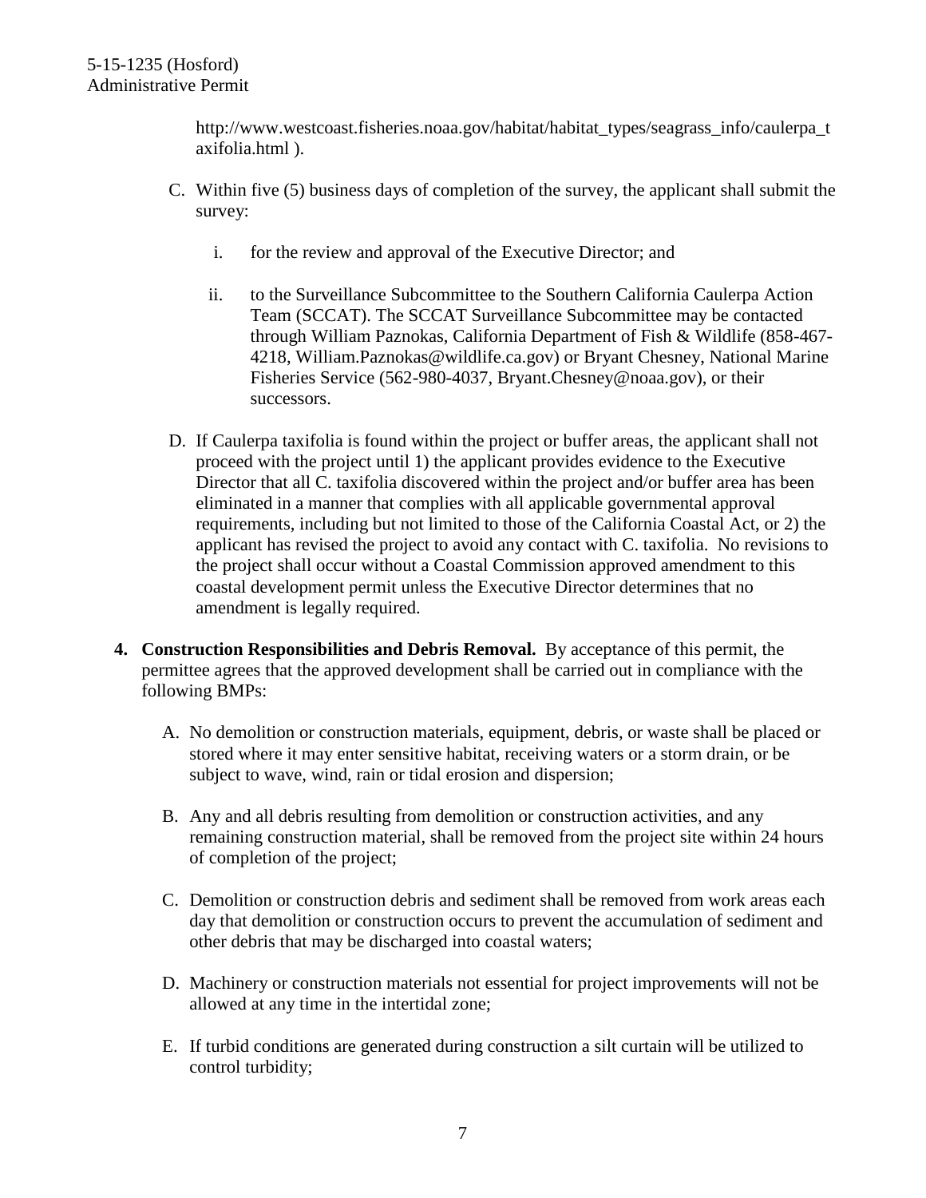http://www.westcoast.fisheries.noaa.gov/habitat/habitat_types/seagrass_info/caulerpa_taxifolia.html ).

C. Within five (5) business days of completion of the survey, the applicant shall submit the survey:

   i. for the review and approval of the Executive Director; and

   ii. to the Surveillance Subcommittee to the Southern California Caulerpa Action Team (SCCAT). The SCCAT Surveillance Subcommittee may be contacted through William Paznokas, California Department of Fish & Wildlife (858-467-4218, William.Paznokas@wildlife.ca.gov) or Bryant Chesney, National Marine Fisheries Service (562-980-4037, Bryant.Chesney@noaa.gov), or their successors.

D. If Caulerpa taxifolia is found within the project or buffer areas, the applicant shall not proceed with the project until 1) the applicant provides evidence to the Executive Director that all C. taxifolia discovered within the project and/or buffer area has been eliminated in a manner that complies with all applicable governmental approval requirements, including but not limited to those of the California Coastal Act, or 2) the applicant has revised the project to avoid any contact with C. taxifolia. No revisions to the project shall occur without a Coastal Commission approved amendment to this coastal development permit unless the Executive Director determines that no amendment is legally required.

4. **Construction Responsibilities and Debris Removal.** By acceptance of this permit, the permittee agrees that the approved development shall be carried out in compliance with the following BMPs:

   A. No demolition or construction materials, equipment, debris, or waste shall be placed or stored where it may enter sensitive habitat, receiving waters or a storm drain, or be subject to wave, wind, rain or tidal erosion and dispersion;

   B. Any and all debris resulting from demolition or construction activities, and any remaining construction material, shall be removed from the project site within 24 hours of completion of the project;

   C. Demolition or construction debris and sediment shall be removed from work areas each day that demolition or construction occurs to prevent the accumulation of sediment and other debris that may be discharged into coastal waters;

   D. Machinery or construction materials not essential for project improvements will not be allowed at any time in the intertidal zone;

   E. If turbid conditions are generated during construction a silt curtain will be utilized to control turbidity;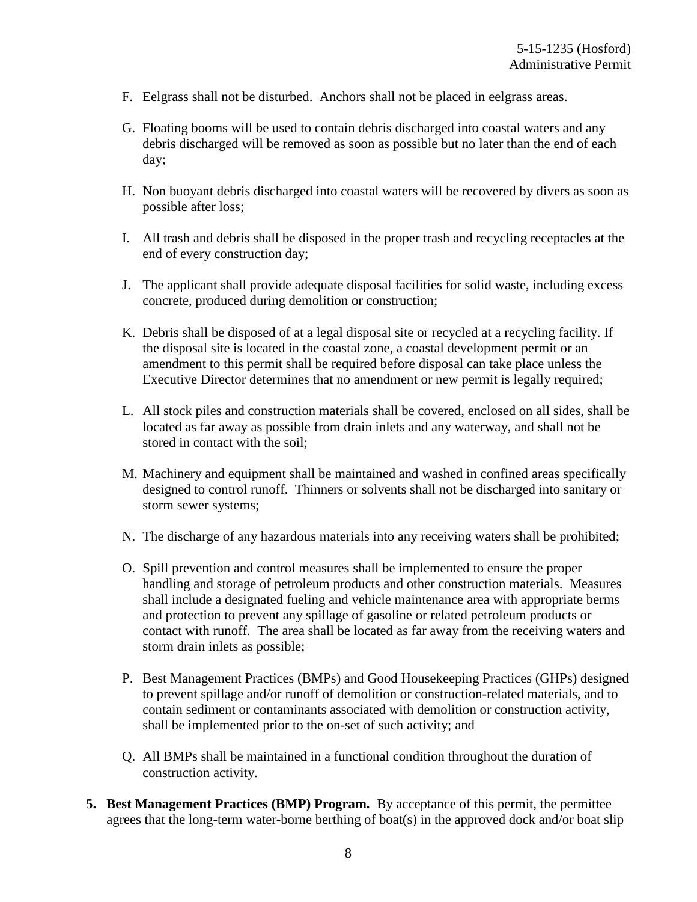F. Eelgrass shall not be disturbed. Anchors shall not be placed in eelgrass areas.

G. Floating booms will be used to contain debris discharged into coastal waters and any debris discharged will be removed as soon as possible but no later than the end of each day;

H. Non buoyant debris discharged into coastal waters will be recovered by divers as soon as possible after loss;

I. All trash and debris shall be disposed in the proper trash and recycling receptacles at the end of every construction day;

J. The applicant shall provide adequate disposal facilities for solid waste, including excess concrete, produced during demolition or construction;

K. Debris shall be disposed of at a legal disposal site or recycled at a recycling facility. If the disposal site is located in the coastal zone, a coastal development permit or an amendment to this permit shall be required before disposal can take place unless the Executive Director determines that no amendment or new permit is legally required;

L. All stock piles and construction materials shall be covered, enclosed on all sides, shall be located as far away as possible from drain inlets and any waterway, and shall not be stored in contact with the soil;

M. Machinery and equipment shall be maintained and washed in confined areas specifically designed to control runoff. Thinners or solvents shall not be discharged into sanitary or storm sewer systems;

N. The discharge of any hazardous materials into any receiving waters shall be prohibited;

O. Spill prevention and control measures shall be implemented to ensure the proper handling and storage of petroleum products and other construction materials. Measures shall include a designated fueling and vehicle maintenance area with appropriate berms and protection to prevent any spillage of gasoline or related petroleum products or contact with runoff. The area shall be located as far away from the receiving waters and storm drain inlets as possible;

P. Best Management Practices (BMPs) and Good Housekeeping Practices (GHPs) designed to prevent spillage and/or runoff of demolition or construction-related materials, and to contain sediment or contaminants associated with demolition or construction activity, shall be implemented prior to the on-set of such activity; and

Q. All BMPs shall be maintained in a functional condition throughout the duration of construction activity.

5. **Best Management Practices (BMP) Program.** By acceptance of this permit, the permittee agrees that the long-term water-borne berthing of boat(s) in the approved dock and/or boat slip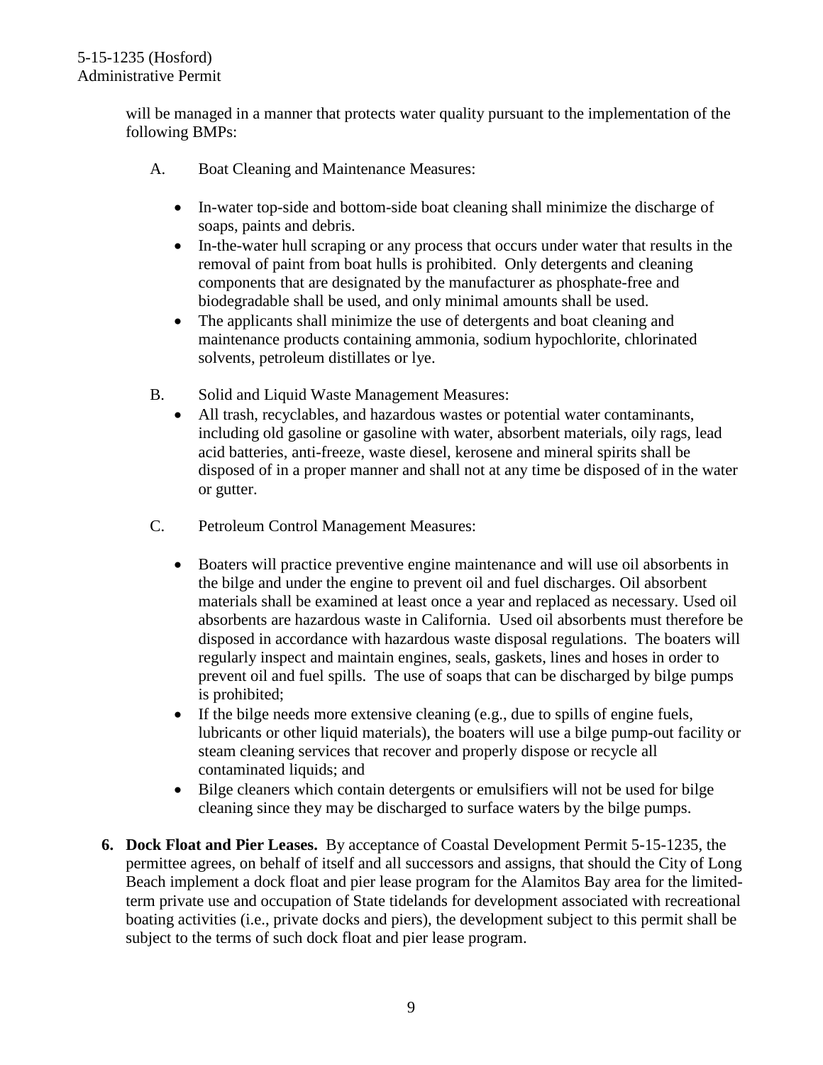will be managed in a manner that protects water quality pursuant to the implementation of the following BMPs:

A. Boat Cleaning and Maintenance Measures:

- In-water top-side and bottom-side boat cleaning shall minimize the discharge of soaps, paints and debris.
- In-the-water hull scraping or any process that occurs under water that results in the removal of paint from boat hulls is prohibited. Only detergents and cleaning components that are designated by the manufacturer as phosphate-free and biodegradable shall be used, and only minimal amounts shall be used.
- The applicants shall minimize the use of detergents and boat cleaning and maintenance products containing ammonia, sodium hypochlorite, chlorinated solvents, petroleum distillates or lye.

B. Solid and Liquid Waste Management Measures:

- All trash, recyclables, and hazardous wastes or potential water contaminants, including old gasoline or gasoline with water, absorbent materials, oily rags, lead acid batteries, anti-freeze, waste diesel, kerosene and mineral spirits shall be disposed of in a proper manner and shall not at any time be disposed of in the water or gutter.

C. Petroleum Control Management Measures:

- Boaters will practice preventive engine maintenance and will use oil absorbents in the bilge and under the engine to prevent oil and fuel discharges. Oil absorbent materials shall be examined at least once a year and replaced as necessary. Used oil absorbents are hazardous waste in California. Used oil absorbents must therefore be disposed in accordance with hazardous waste disposal regulations. The boaters will regularly inspect and maintain engines, seals, gaskets, lines and hoses in order to prevent oil and fuel spills. The use of soaps that can be discharged by bilge pumps is prohibited;
- If the bilge needs more extensive cleaning (e.g., due to spills of engine fuels, lubricants or other liquid materials), the boaters will use a bilge pump-out facility or steam cleaning services that recover and properly dispose or recycle all contaminated liquids; and
- Bilge cleaners which contain detergents or emulsifiers will not be used for bilge cleaning since they may be discharged to surface waters by the bilge pumps.

**6. Dock Float and Pier Leases.** By acceptance of Coastal Development Permit 5-15-1235, the permittee agrees, on behalf of itself and all successors and assigns, that should the City of Long Beach implement a dock float and pier lease program for the Alamitos Bay area for the limited-term private use and occupation of State tidelands for development associated with recreational boating activities (i.e., private docks and piers), the development subject to this permit shall be subject to the terms of such dock float and pier lease program.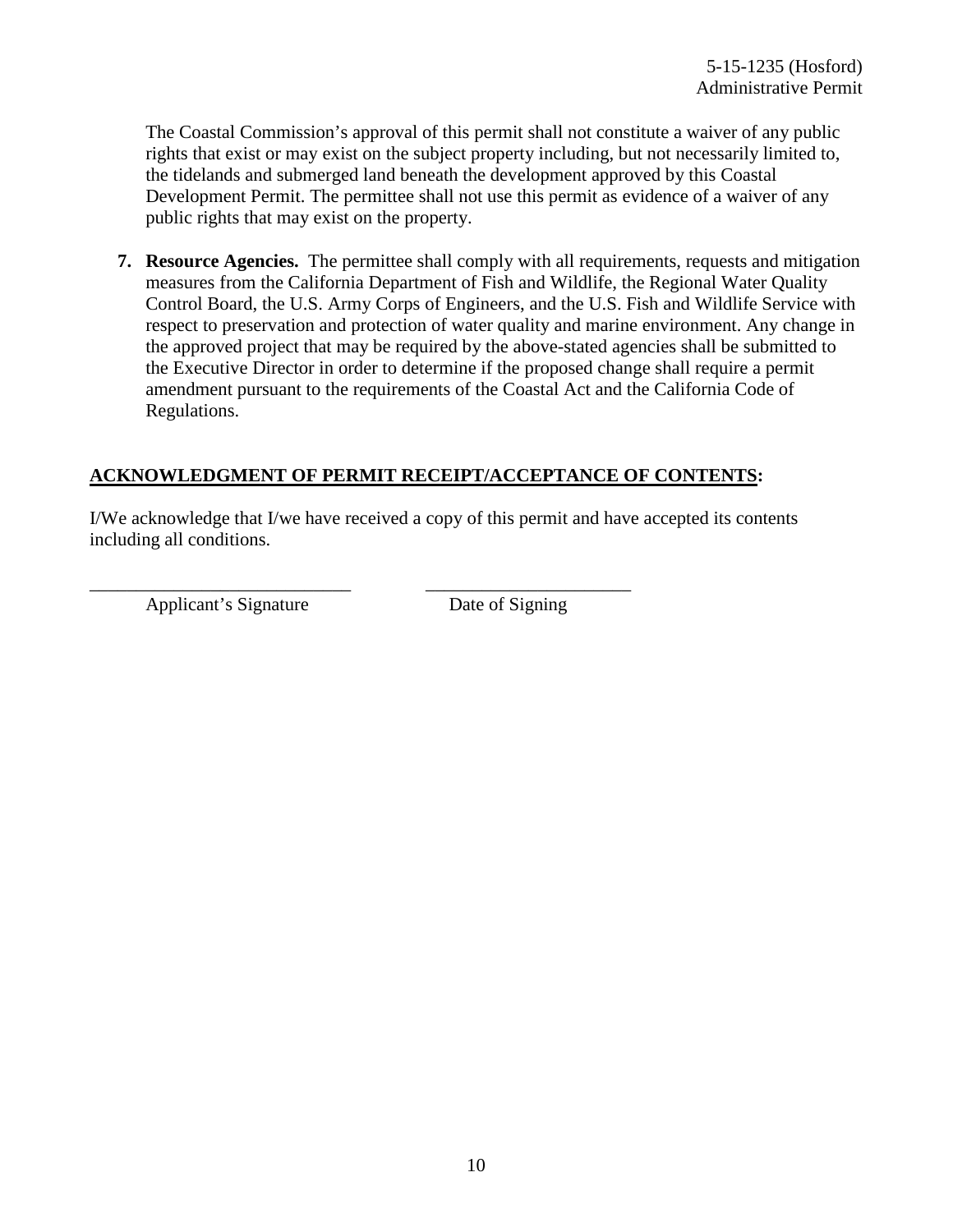The Coastal Commission's approval of this permit shall not constitute a waiver of any public rights that exist or may exist on the subject property including, but not necessarily limited to, the tidelands and submerged land beneath the development approved by this Coastal Development Permit. The permittee shall not use this permit as evidence of a waiver of any public rights that may exist on the property.

7. **Resource Agencies.** The permittee shall comply with all requirements, requests and mitigation measures from the California Department of Fish and Wildlife, the Regional Water Quality Control Board, the U.S. Army Corps of Engineers, and the U.S. Fish and Wildlife Service with respect to preservation and protection of water quality and marine environment. Any change in the approved project that may be required by the above-stated agencies shall be submitted to the Executive Director in order to determine if the proposed change shall require a permit amendment pursuant to the requirements of the Coastal Act and the California Code of Regulations.

## **ACKNOWLEDGMENT OF PERMIT RECEIPT/ACCEPTANCE OF CONTENTS:**

I/We acknowledge that I/we have received a copy of this permit and have accepted its contents including all conditions.

_____________________________ &nbsp;&nbsp;&nbsp;&nbsp;&nbsp;&nbsp; _______________________

Applicant's Signature &nbsp;&nbsp;&nbsp;&nbsp;&nbsp;&nbsp;&nbsp;&nbsp;&nbsp;&nbsp;&nbsp;&nbsp;&nbsp;&nbsp; Date of Signing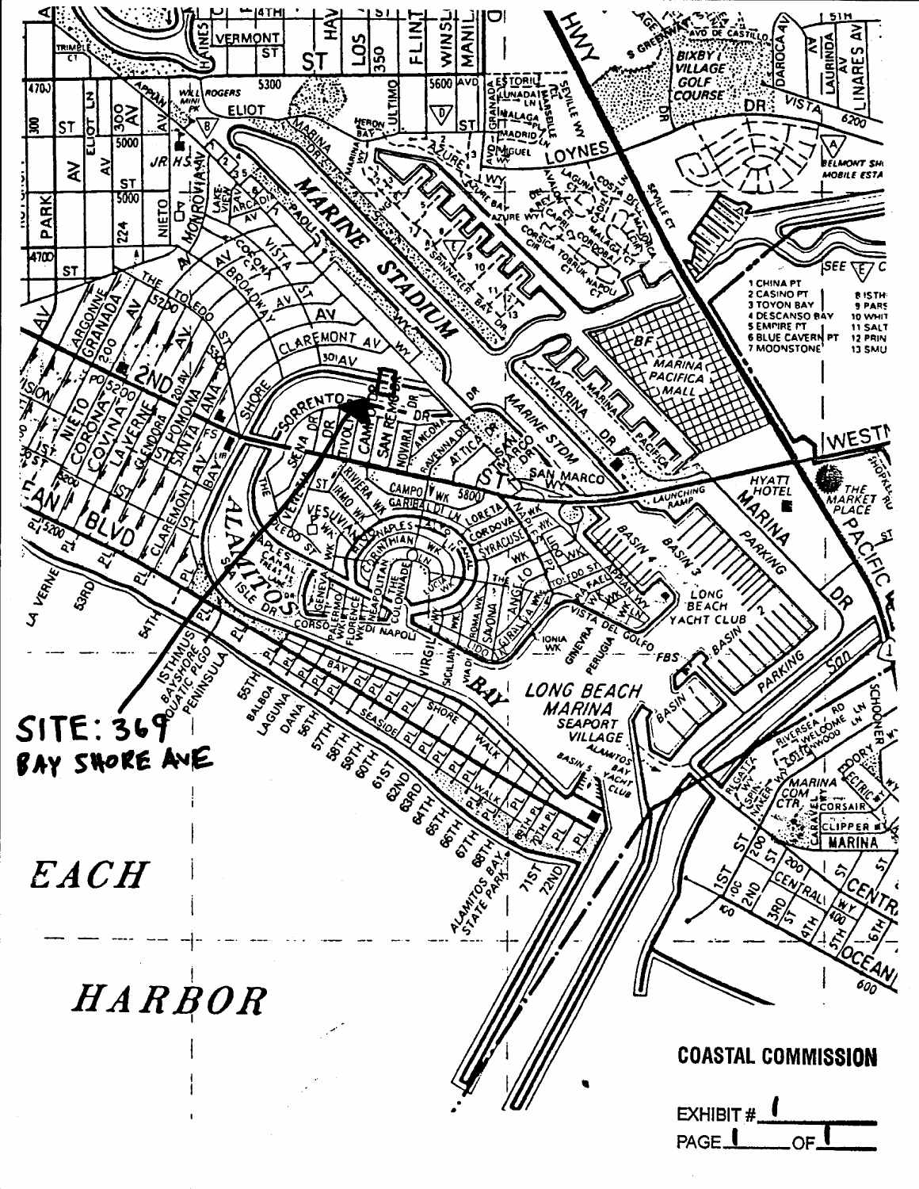SITE: 369 BAY SHORE AVE

**COASTAL COMMISSION**

EXHIBIT # 1

PAGE 1 OF 1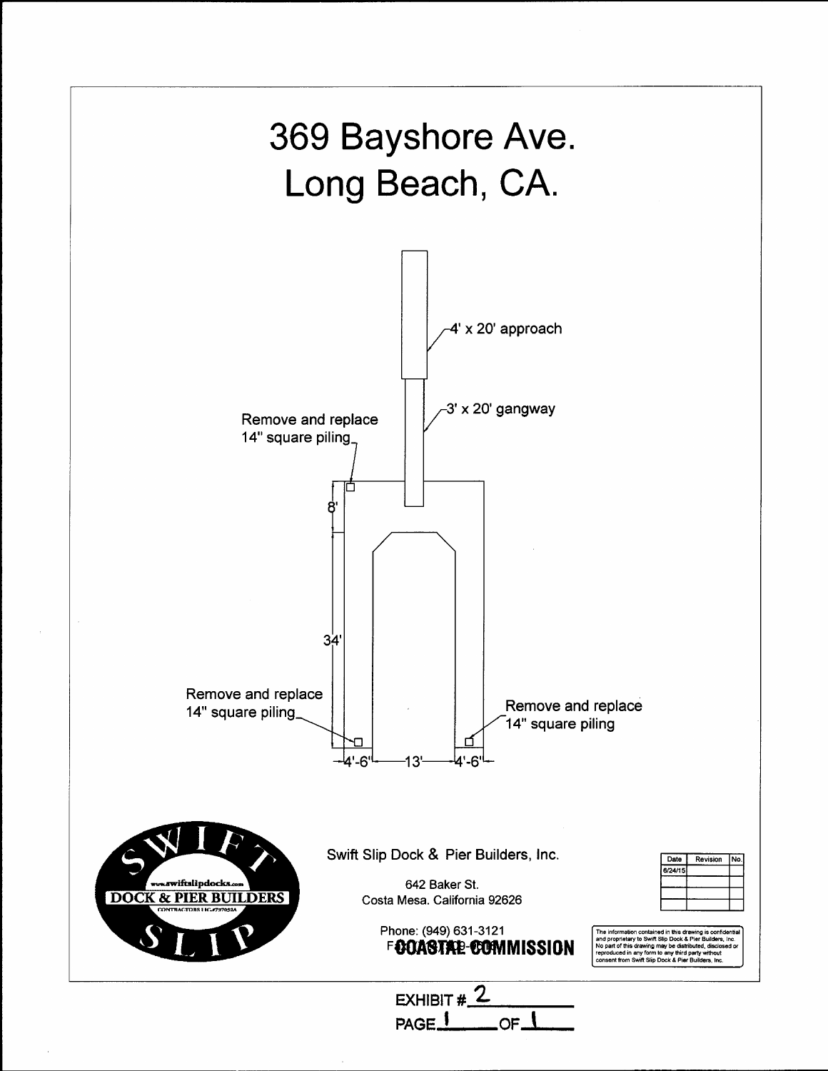# 369 Bayshore Ave.
# Long Beach, CA.

4' x 20' approach

3' x 20' gangway

Remove and replace
14" square piling

8'

34'

Remove and replace
14" square piling

Remove and replace
14" square piling

4'-6" 13' 4'-6"

Swift Slip Dock & Pier Builders, Inc.

642 Baker St.
Costa Mesa, California 92626

Phone: (949) 631-3121

**COASTAL COMMISSION**

| Date | Revision | No. |
|---|---|---|
| 6/24/15 | | |
| | | |
| | | |
| | | |

The information contained in this drawing is confidential and proprietary to Swift Slip Dock & Pier Builders, Inc. No part of this drawing may be distributed, disclosed or reproduced in any form to any third party without consent from Swift Slip Dock & Pier Builders, Inc.

EXHIBIT # 2

PAGE 1 OF 1